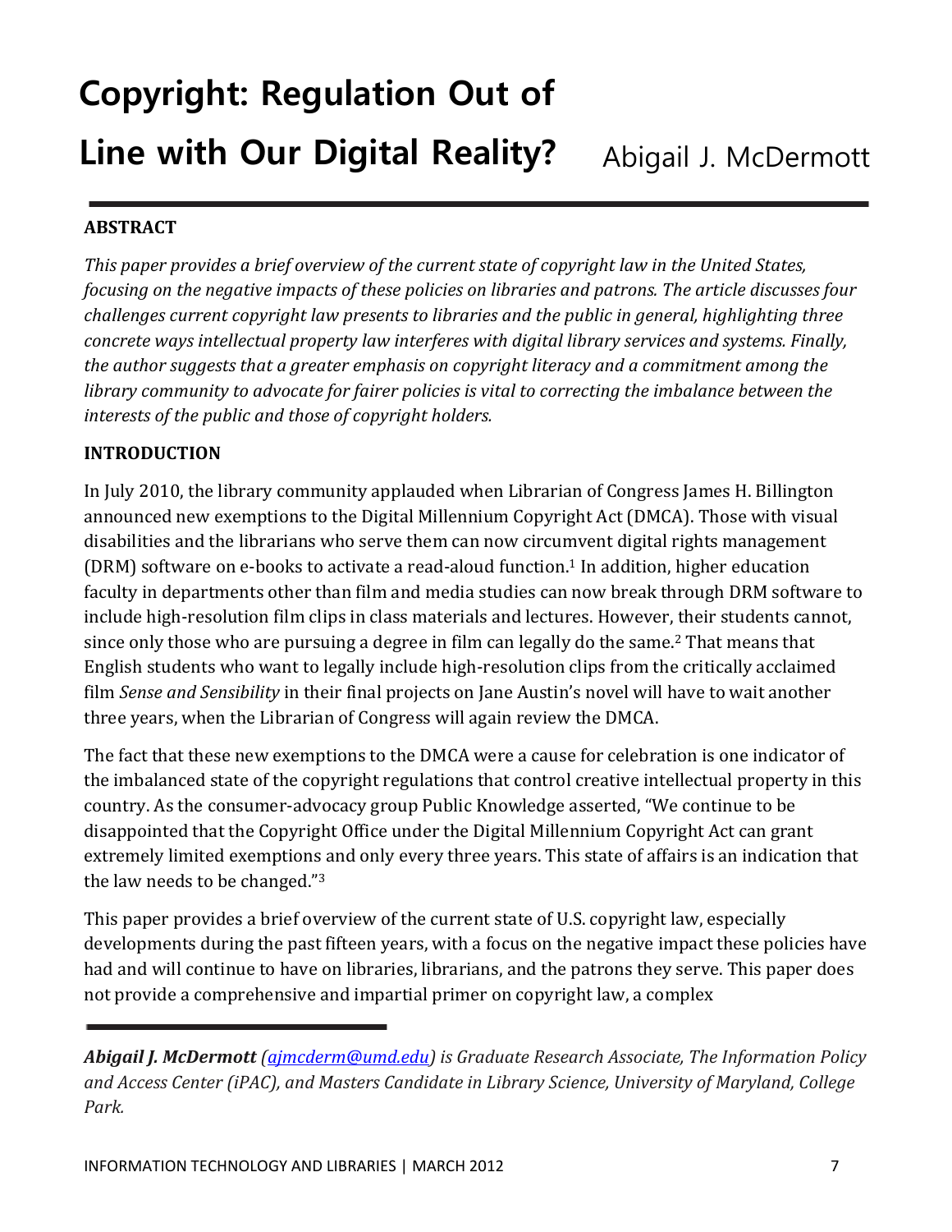# Copyright: Regulation Out of Line with Our Digital Reality?

Abigail J. McDermott

## ABSTRACT

*This paper provides a brief overview of the current state of copyright law in the United States, focusing on the negative impacts of these policies on libraries and patrons. The article discusses four challenges current copyright law presents to libraries and the public in general, highlighting three concrete ways intellectual property law interferes with digital library services and systems. Finally, the author suggests that a greater emphasis on copyright literacy and a commitment among the library community to advocate for fairer policies is vital to correcting the imbalance between the interests of the public and those of copyright holders.*

## INTRODUCTION

In July 2010, the library community applauded when Librarian of Congress James H. Billington announced new exemptions to the Digital Millennium Copyright Act (DMCA). Those with visual disabilities and the librarians who serve them can now circumvent digital rights management (DRM) software on e-books to activate a read-aloud function.[1] In addition, higher education faculty in departments other than film and media studies can now break through DRM software to include high-resolution film clips in class materials and lectures. However, their students cannot, since only those who are pursuing a degree in film can legally do the same.[2] That means that English students who want to legally include high-resolution clips from the critically acclaimed film *Sense and Sensibility* in their final projects on Jane Austin's novel will have to wait another three years, when the Librarian of Congress will again review the DMCA.

The fact that these new exemptions to the DMCA were a cause for celebration is one indicator of the imbalanced state of the copyright regulations that control creative intellectual property in this country. As the consumer-advocacy group Public Knowledge asserted, "We continue to be disappointed that the Copyright Office under the Digital Millennium Copyright Act can grant extremely limited exemptions and only every three years. This state of affairs is an indication that the law needs to be changed."[3]

This paper provides a brief overview of the current state of U.S. copyright law, especially developments during the past fifteen years, with a focus on the negative impact these policies have had and will continue to have on libraries, librarians, and the patrons they serve. This paper does not provide a comprehensive and impartial primer on copyright law, a complex

---

***Abigail J. McDermott** (ajmcderm@umd.edu) is Graduate Research Associate, The Information Policy and Access Center (iPAC), and Masters Candidate in Library Science, University of Maryland, College Park.*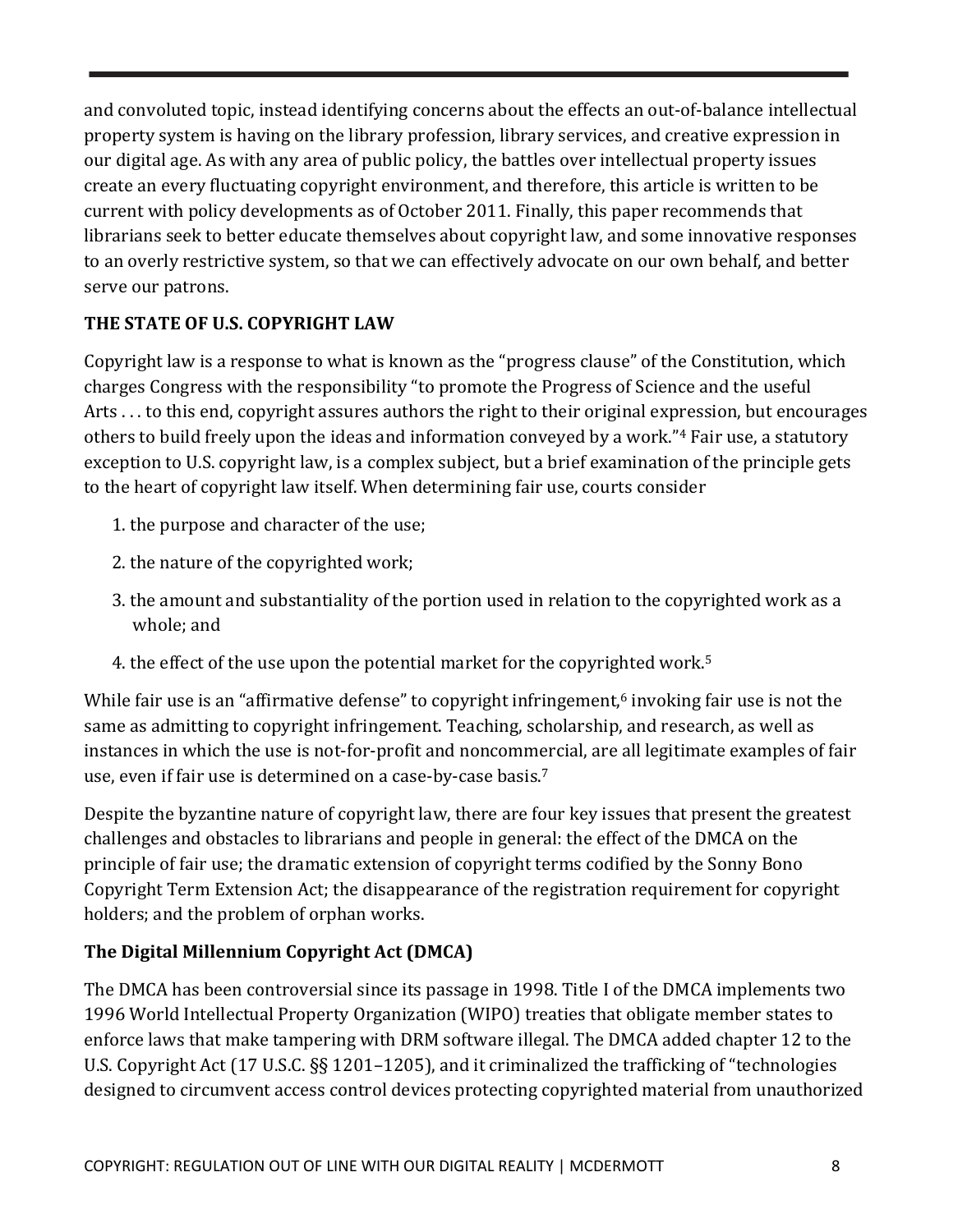and convoluted topic, instead identifying concerns about the effects an out-of-balance intellectual property system is having on the library profession, library services, and creative expression in our digital age. As with any area of public policy, the battles over intellectual property issues create an every fluctuating copyright environment, and therefore, this article is written to be current with policy developments as of October 2011. Finally, this paper recommends that librarians seek to better educate themselves about copyright law, and some innovative responses to an overly restrictive system, so that we can effectively advocate on our own behalf, and better serve our patrons.

## THE STATE OF U.S. COPYRIGHT LAW

Copyright law is a response to what is known as the "progress clause" of the Constitution, which charges Congress with the responsibility "to promote the Progress of Science and the useful Arts . . . to this end, copyright assures authors the right to their original expression, but encourages others to build freely upon the ideas and information conveyed by a work."[4] Fair use, a statutory exception to U.S. copyright law, is a complex subject, but a brief examination of the principle gets to the heart of copyright law itself. When determining fair use, courts consider

1. the purpose and character of the use;
2. the nature of the copyrighted work;
3. the amount and substantiality of the portion used in relation to the copyrighted work as a whole; and
4. the effect of the use upon the potential market for the copyrighted work.[5]

While fair use is an "affirmative defense" to copyright infringement,[6] invoking fair use is not the same as admitting to copyright infringement. Teaching, scholarship, and research, as well as instances in which the use is not-for-profit and noncommercial, are all legitimate examples of fair use, even if fair use is determined on a case-by-case basis.[7]

Despite the byzantine nature of copyright law, there are four key issues that present the greatest challenges and obstacles to librarians and people in general: the effect of the DMCA on the principle of fair use; the dramatic extension of copyright terms codified by the Sonny Bono Copyright Term Extension Act; the disappearance of the registration requirement for copyright holders; and the problem of orphan works.

### The Digital Millennium Copyright Act (DMCA)

The DMCA has been controversial since its passage in 1998. Title I of the DMCA implements two 1996 World Intellectual Property Organization (WIPO) treaties that obligate member states to enforce laws that make tampering with DRM software illegal. The DMCA added chapter 12 to the U.S. Copyright Act (17 U.S.C. §§ 1201–1205), and it criminalized the trafficking of "technologies designed to circumvent access control devices protecting copyrighted material from unauthorized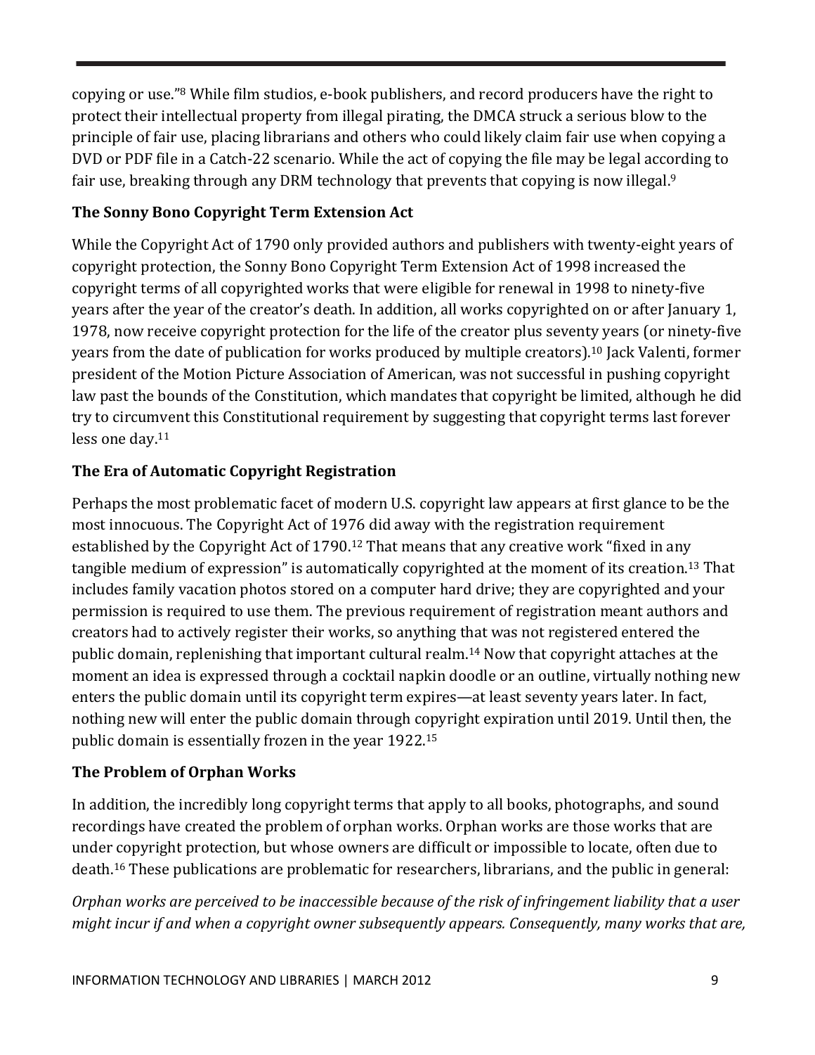copying or use."[8] While film studios, e-book publishers, and record producers have the right to protect their intellectual property from illegal pirating, the DMCA struck a serious blow to the principle of fair use, placing librarians and others who could likely claim fair use when copying a DVD or PDF file in a Catch-22 scenario. While the act of copying the file may be legal according to fair use, breaking through any DRM technology that prevents that copying is now illegal.[9]

**The Sonny Bono Copyright Term Extension Act**

While the Copyright Act of 1790 only provided authors and publishers with twenty-eight years of copyright protection, the Sonny Bono Copyright Term Extension Act of 1998 increased the copyright terms of all copyrighted works that were eligible for renewal in 1998 to ninety-five years after the year of the creator's death. In addition, all works copyrighted on or after January 1, 1978, now receive copyright protection for the life of the creator plus seventy years (or ninety-five years from the date of publication for works produced by multiple creators).[10] Jack Valenti, former president of the Motion Picture Association of American, was not successful in pushing copyright law past the bounds of the Constitution, which mandates that copyright be limited, although he did try to circumvent this Constitutional requirement by suggesting that copyright terms last forever less one day.[11]

**The Era of Automatic Copyright Registration**

Perhaps the most problematic facet of modern U.S. copyright law appears at first glance to be the most innocuous. The Copyright Act of 1976 did away with the registration requirement established by the Copyright Act of 1790.[12] That means that any creative work "fixed in any tangible medium of expression" is automatically copyrighted at the moment of its creation.[13] That includes family vacation photos stored on a computer hard drive; they are copyrighted and your permission is required to use them. The previous requirement of registration meant authors and creators had to actively register their works, so anything that was not registered entered the public domain, replenishing that important cultural realm.[14] Now that copyright attaches at the moment an idea is expressed through a cocktail napkin doodle or an outline, virtually nothing new enters the public domain until its copyright term expires—at least seventy years later. In fact, nothing new will enter the public domain through copyright expiration until 2019. Until then, the public domain is essentially frozen in the year 1922.[15]

**The Problem of Orphan Works**

In addition, the incredibly long copyright terms that apply to all books, photographs, and sound recordings have created the problem of orphan works. Orphan works are those works that are under copyright protection, but whose owners are difficult or impossible to locate, often due to death.[16] These publications are problematic for researchers, librarians, and the public in general:

*Orphan works are perceived to be inaccessible because of the risk of infringement liability that a user might incur if and when a copyright owner subsequently appears. Consequently, many works that are,*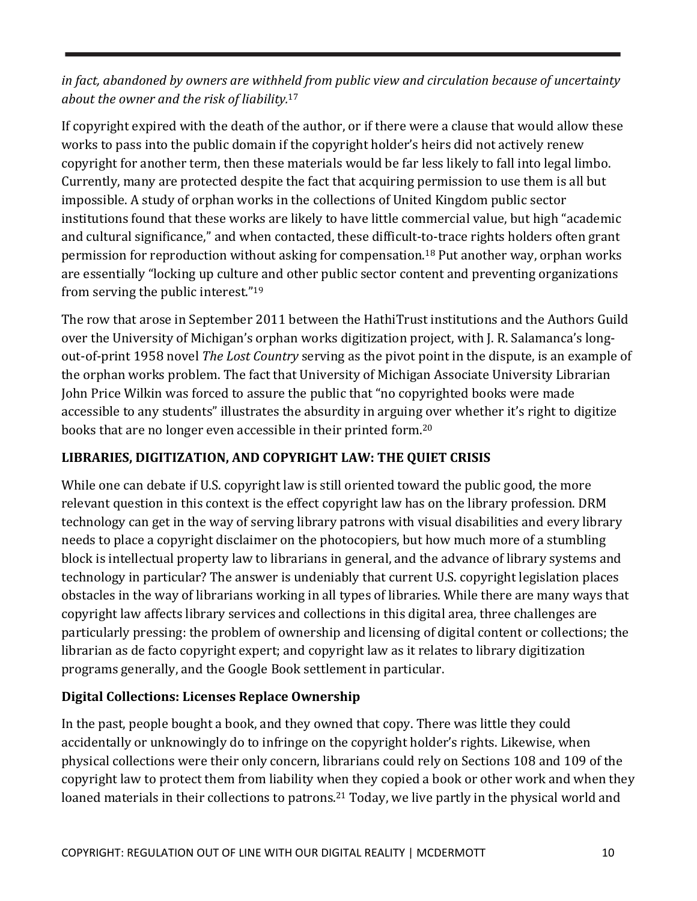*in fact, abandoned by owners are withheld from public view and circulation because of uncertainty about the owner and the risk of liability.*[17]

If copyright expired with the death of the author, or if there were a clause that would allow these works to pass into the public domain if the copyright holder's heirs did not actively renew copyright for another term, then these materials would be far less likely to fall into legal limbo. Currently, many are protected despite the fact that acquiring permission to use them is all but impossible. A study of orphan works in the collections of United Kingdom public sector institutions found that these works are likely to have little commercial value, but high "academic and cultural significance," and when contacted, these difficult-to-trace rights holders often grant permission for reproduction without asking for compensation.[18] Put another way, orphan works are essentially "locking up culture and other public sector content and preventing organizations from serving the public interest."[19]

The row that arose in September 2011 between the HathiTrust institutions and the Authors Guild over the University of Michigan's orphan works digitization project, with J. R. Salamanca's long-out-of-print 1958 novel *The Lost Country* serving as the pivot point in the dispute, is an example of the orphan works problem. The fact that University of Michigan Associate University Librarian John Price Wilkin was forced to assure the public that "no copyrighted books were made accessible to any students" illustrates the absurdity in arguing over whether it's right to digitize books that are no longer even accessible in their printed form.[20]

## LIBRARIES, DIGITIZATION, AND COPYRIGHT LAW: THE QUIET CRISIS

While one can debate if U.S. copyright law is still oriented toward the public good, the more relevant question in this context is the effect copyright law has on the library profession. DRM technology can get in the way of serving library patrons with visual disabilities and every library needs to place a copyright disclaimer on the photocopiers, but how much more of a stumbling block is intellectual property law to librarians in general, and the advance of library systems and technology in particular? The answer is undeniably that current U.S. copyright legislation places obstacles in the way of librarians working in all types of libraries. While there are many ways that copyright law affects library services and collections in this digital area, three challenges are particularly pressing: the problem of ownership and licensing of digital content or collections; the librarian as de facto copyright expert; and copyright law as it relates to library digitization programs generally, and the Google Book settlement in particular.

### Digital Collections: Licenses Replace Ownership

In the past, people bought a book, and they owned that copy. There was little they could accidentally or unknowingly do to infringe on the copyright holder's rights. Likewise, when physical collections were their only concern, librarians could rely on Sections 108 and 109 of the copyright law to protect them from liability when they copied a book or other work and when they loaned materials in their collections to patrons.[21] Today, we live partly in the physical world and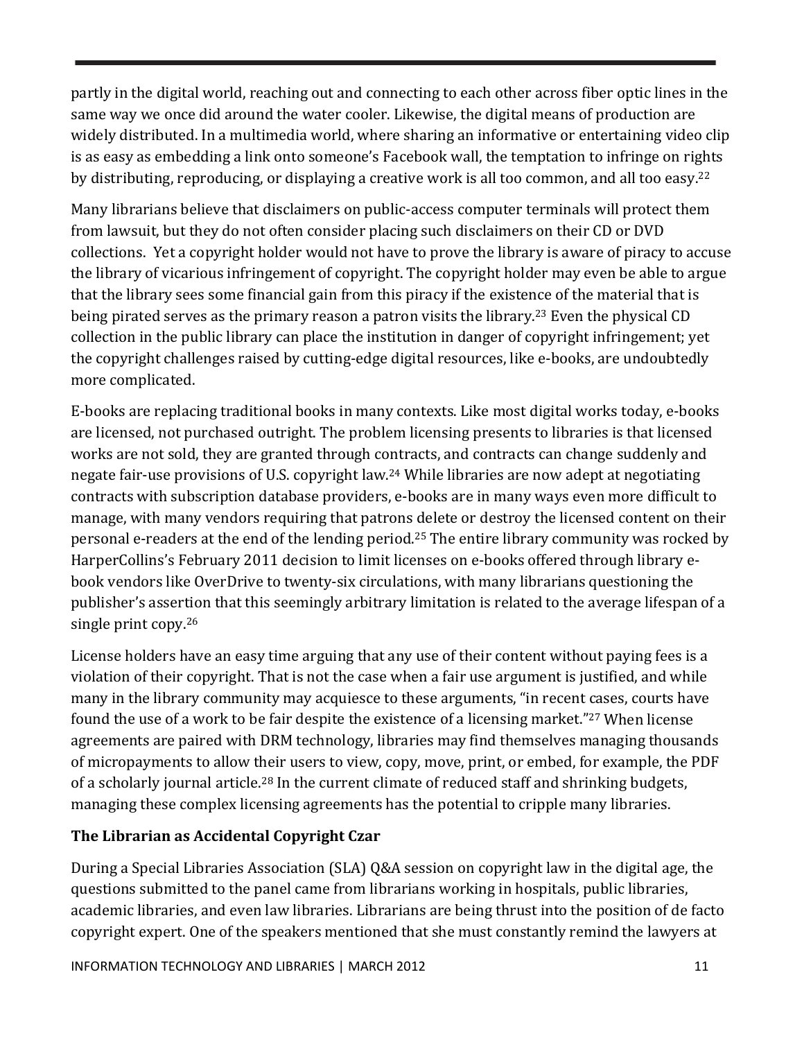partly in the digital world, reaching out and connecting to each other across fiber optic lines in the same way we once did around the water cooler. Likewise, the digital means of production are widely distributed. In a multimedia world, where sharing an informative or entertaining video clip is as easy as embedding a link onto someone's Facebook wall, the temptation to infringe on rights by distributing, reproducing, or displaying a creative work is all too common, and all too easy.[22]

Many librarians believe that disclaimers on public-access computer terminals will protect them from lawsuit, but they do not often consider placing such disclaimers on their CD or DVD collections. Yet a copyright holder would not have to prove the library is aware of piracy to accuse the library of vicarious infringement of copyright. The copyright holder may even be able to argue that the library sees some financial gain from this piracy if the existence of the material that is being pirated serves as the primary reason a patron visits the library.[23] Even the physical CD collection in the public library can place the institution in danger of copyright infringement; yet the copyright challenges raised by cutting-edge digital resources, like e-books, are undoubtedly more complicated.

E-books are replacing traditional books in many contexts. Like most digital works today, e-books are licensed, not purchased outright. The problem licensing presents to libraries is that licensed works are not sold, they are granted through contracts, and contracts can change suddenly and negate fair-use provisions of U.S. copyright law.[24] While libraries are now adept at negotiating contracts with subscription database providers, e-books are in many ways even more difficult to manage, with many vendors requiring that patrons delete or destroy the licensed content on their personal e-readers at the end of the lending period.[25] The entire library community was rocked by HarperCollins's February 2011 decision to limit licenses on e-books offered through library e-book vendors like OverDrive to twenty-six circulations, with many librarians questioning the publisher's assertion that this seemingly arbitrary limitation is related to the average lifespan of a single print copy.[26]

License holders have an easy time arguing that any use of their content without paying fees is a violation of their copyright. That is not the case when a fair use argument is justified, and while many in the library community may acquiesce to these arguments, "in recent cases, courts have found the use of a work to be fair despite the existence of a licensing market."[27] When license agreements are paired with DRM technology, libraries may find themselves managing thousands of micropayments to allow their users to view, copy, move, print, or embed, for example, the PDF of a scholarly journal article.[28] In the current climate of reduced staff and shrinking budgets, managing these complex licensing agreements has the potential to cripple many libraries.

**The Librarian as Accidental Copyright Czar**

During a Special Libraries Association (SLA) Q&A session on copyright law in the digital age, the questions submitted to the panel came from librarians working in hospitals, public libraries, academic libraries, and even law libraries. Librarians are being thrust into the position of de facto copyright expert. One of the speakers mentioned that she must constantly remind the lawyers at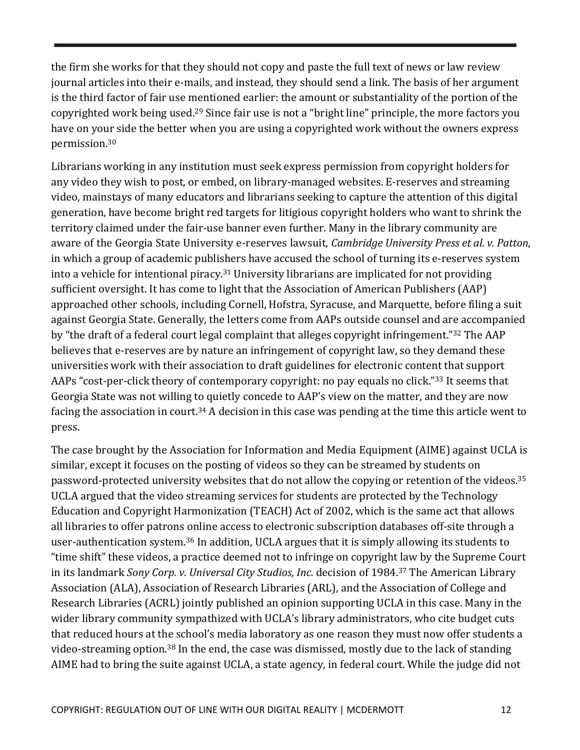the firm she works for that they should not copy and paste the full text of news or law review journal articles into their e-mails, and instead, they should send a link. The basis of her argument is the third factor of fair use mentioned earlier: the amount or substantiality of the portion of the copyrighted work being used.[29] Since fair use is not a "bright line" principle, the more factors you have on your side the better when you are using a copyrighted work without the owners express permission.[30]

Librarians working in any institution must seek express permission from copyright holders for any video they wish to post, or embed, on library-managed websites. E-reserves and streaming video, mainstays of many educators and librarians seeking to capture the attention of this digital generation, have become bright red targets for litigious copyright holders who want to shrink the territory claimed under the fair-use banner even further. Many in the library community are aware of the Georgia State University e-reserves lawsuit, *Cambridge University Press et al. v. Patton*, in which a group of academic publishers have accused the school of turning its e-reserves system into a vehicle for intentional piracy.[31] University librarians are implicated for not providing sufficient oversight. It has come to light that the Association of American Publishers (AAP) approached other schools, including Cornell, Hofstra, Syracuse, and Marquette, before filing a suit against Georgia State. Generally, the letters come from AAPs outside counsel and are accompanied by "the draft of a federal court legal complaint that alleges copyright infringement."[32] The AAP believes that e-reserves are by nature an infringement of copyright law, so they demand these universities work with their association to draft guidelines for electronic content that support AAPs "cost-per-click theory of contemporary copyright: no pay equals no click."[33] It seems that Georgia State was not willing to quietly concede to AAP's view on the matter, and they are now facing the association in court.[34] A decision in this case was pending at the time this article went to press.

The case brought by the Association for Information and Media Equipment (AIME) against UCLA is similar, except it focuses on the posting of videos so they can be streamed by students on password-protected university websites that do not allow the copying or retention of the videos.[35] UCLA argued that the video streaming services for students are protected by the Technology Education and Copyright Harmonization (TEACH) Act of 2002, which is the same act that allows all libraries to offer patrons online access to electronic subscription databases off-site through a user-authentication system.[36] In addition, UCLA argues that it is simply allowing its students to "time shift" these videos, a practice deemed not to infringe on copyright law by the Supreme Court in its landmark *Sony Corp. v. Universal City Studios, Inc.* decision of 1984.[37] The American Library Association (ALA), Association of Research Libraries (ARL), and the Association of College and Research Libraries (ACRL) jointly published an opinion supporting UCLA in this case. Many in the wider library community sympathized with UCLA's library administrators, who cite budget cuts that reduced hours at the school's media laboratory as one reason they must now offer students a video-streaming option.[38] In the end, the case was dismissed, mostly due to the lack of standing AIME had to bring the suite against UCLA, a state agency, in federal court. While the judge did not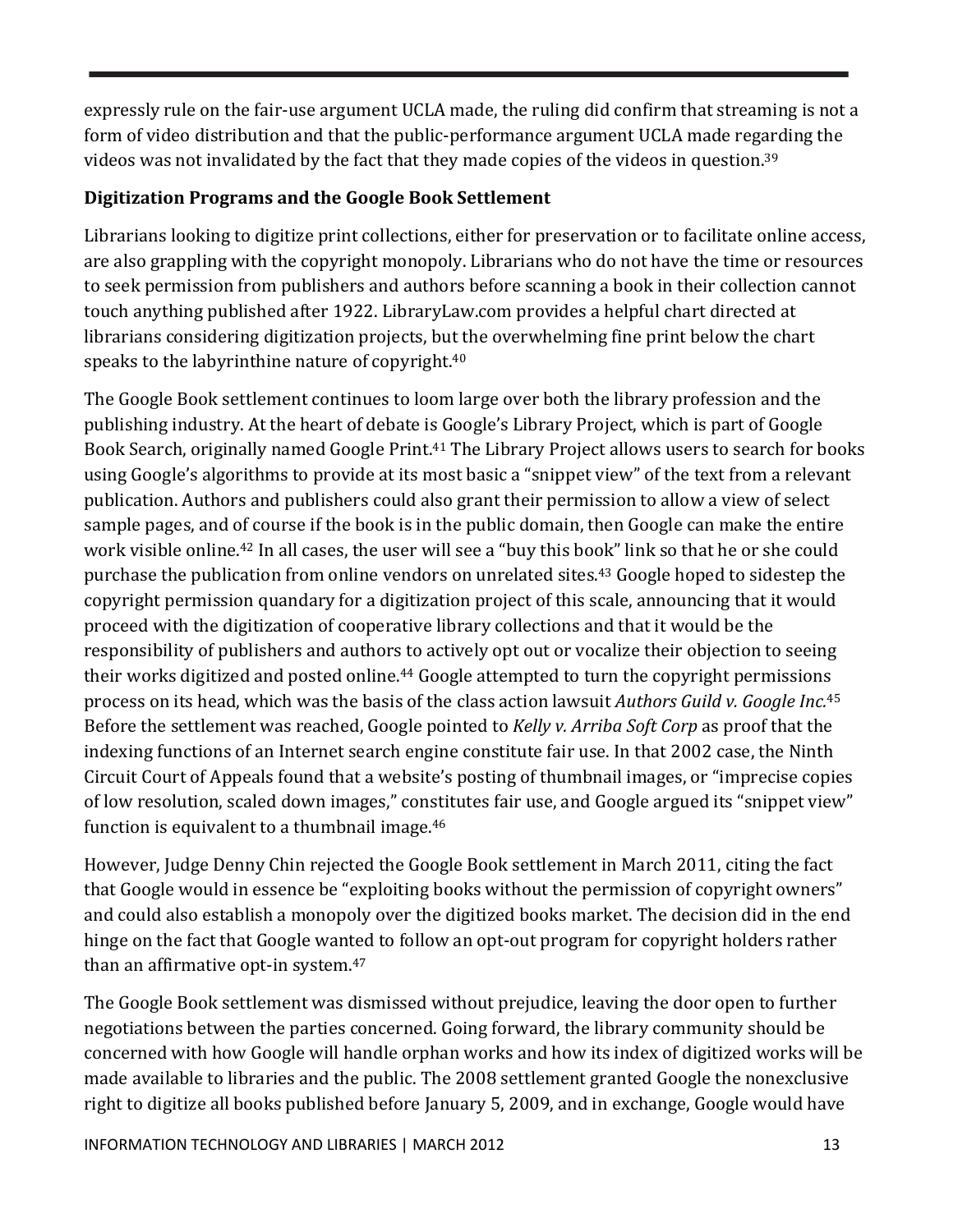expressly rule on the fair-use argument UCLA made, the ruling did confirm that streaming is not a form of video distribution and that the public-performance argument UCLA made regarding the videos was not invalidated by the fact that they made copies of the videos in question.[39]

**Digitization Programs and the Google Book Settlement**

Librarians looking to digitize print collections, either for preservation or to facilitate online access, are also grappling with the copyright monopoly. Librarians who do not have the time or resources to seek permission from publishers and authors before scanning a book in their collection cannot touch anything published after 1922. LibraryLaw.com provides a helpful chart directed at librarians considering digitization projects, but the overwhelming fine print below the chart speaks to the labyrinthine nature of copyright.[40]

The Google Book settlement continues to loom large over both the library profession and the publishing industry. At the heart of debate is Google's Library Project, which is part of Google Book Search, originally named Google Print.[41] The Library Project allows users to search for books using Google's algorithms to provide at its most basic a "snippet view" of the text from a relevant publication. Authors and publishers could also grant their permission to allow a view of select sample pages, and of course if the book is in the public domain, then Google can make the entire work visible online.[42] In all cases, the user will see a "buy this book" link so that he or she could purchase the publication from online vendors on unrelated sites.[43] Google hoped to sidestep the copyright permission quandary for a digitization project of this scale, announcing that it would proceed with the digitization of cooperative library collections and that it would be the responsibility of publishers and authors to actively opt out or vocalize their objection to seeing their works digitized and posted online.[44] Google attempted to turn the copyright permissions process on its head, which was the basis of the class action lawsuit *Authors Guild v. Google Inc.*[45] Before the settlement was reached, Google pointed to *Kelly v. Arriba Soft Corp* as proof that the indexing functions of an Internet search engine constitute fair use. In that 2002 case, the Ninth Circuit Court of Appeals found that a website's posting of thumbnail images, or "imprecise copies of low resolution, scaled down images," constitutes fair use, and Google argued its "snippet view" function is equivalent to a thumbnail image.[46]

However, Judge Denny Chin rejected the Google Book settlement in March 2011, citing the fact that Google would in essence be "exploiting books without the permission of copyright owners" and could also establish a monopoly over the digitized books market. The decision did in the end hinge on the fact that Google wanted to follow an opt-out program for copyright holders rather than an affirmative opt-in system.[47]

The Google Book settlement was dismissed without prejudice, leaving the door open to further negotiations between the parties concerned. Going forward, the library community should be concerned with how Google will handle orphan works and how its index of digitized works will be made available to libraries and the public. The 2008 settlement granted Google the nonexclusive right to digitize all books published before January 5, 2009, and in exchange, Google would have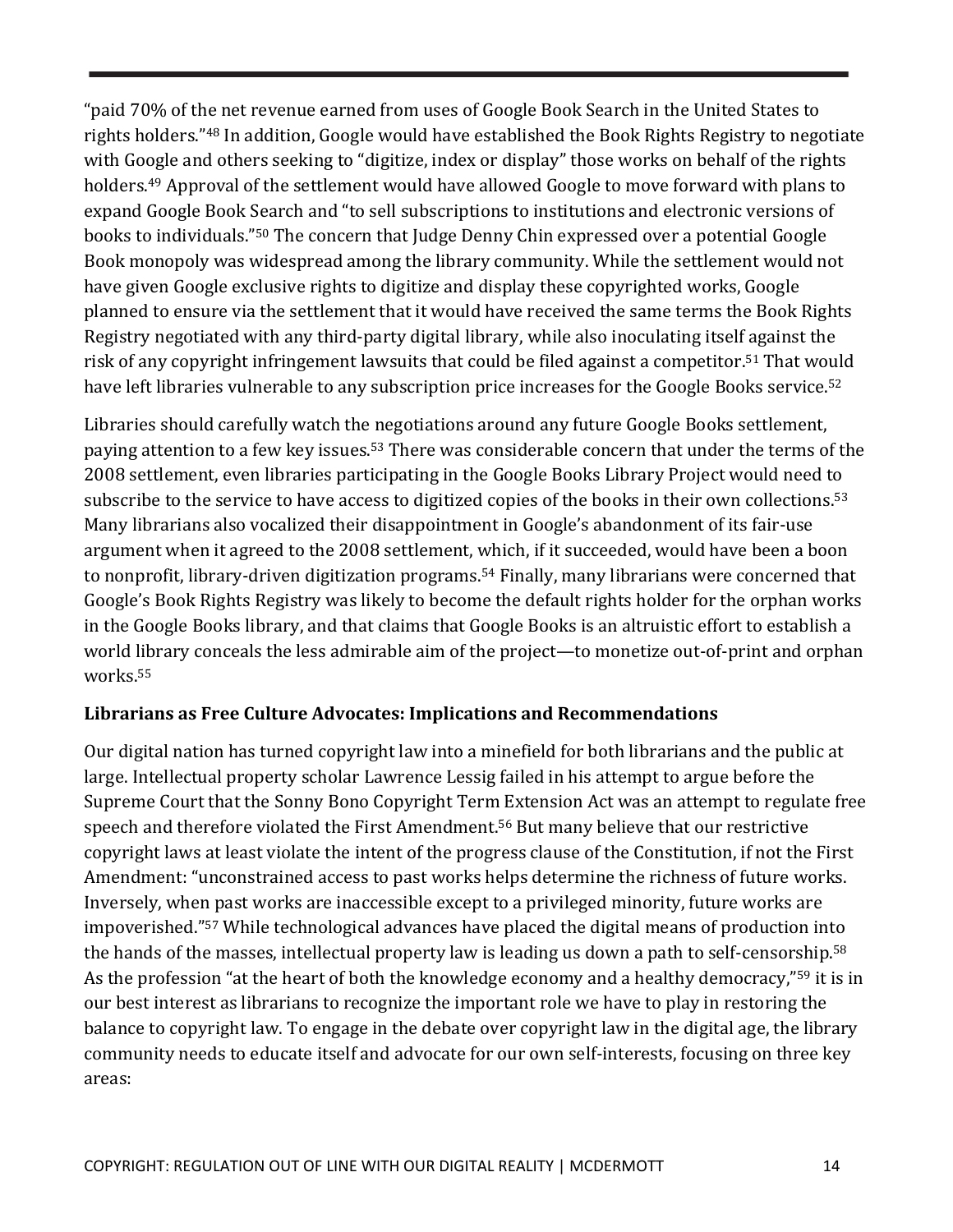"paid 70% of the net revenue earned from uses of Google Book Search in the United States to rights holders."[48] In addition, Google would have established the Book Rights Registry to negotiate with Google and others seeking to "digitize, index or display" those works on behalf of the rights holders.[49] Approval of the settlement would have allowed Google to move forward with plans to expand Google Book Search and "to sell subscriptions to institutions and electronic versions of books to individuals."[50] The concern that Judge Denny Chin expressed over a potential Google Book monopoly was widespread among the library community. While the settlement would not have given Google exclusive rights to digitize and display these copyrighted works, Google planned to ensure via the settlement that it would have received the same terms the Book Rights Registry negotiated with any third-party digital library, while also inoculating itself against the risk of any copyright infringement lawsuits that could be filed against a competitor.[51] That would have left libraries vulnerable to any subscription price increases for the Google Books service.[52]

Libraries should carefully watch the negotiations around any future Google Books settlement, paying attention to a few key issues.[53] There was considerable concern that under the terms of the 2008 settlement, even libraries participating in the Google Books Library Project would need to subscribe to the service to have access to digitized copies of the books in their own collections.[53] Many librarians also vocalized their disappointment in Google's abandonment of its fair-use argument when it agreed to the 2008 settlement, which, if it succeeded, would have been a boon to nonprofit, library-driven digitization programs.[54] Finally, many librarians were concerned that Google's Book Rights Registry was likely to become the default rights holder for the orphan works in the Google Books library, and that claims that Google Books is an altruistic effort to establish a world library conceals the less admirable aim of the project—to monetize out-of-print and orphan works.[55]

**Librarians as Free Culture Advocates: Implications and Recommendations**

Our digital nation has turned copyright law into a minefield for both librarians and the public at large. Intellectual property scholar Lawrence Lessig failed in his attempt to argue before the Supreme Court that the Sonny Bono Copyright Term Extension Act was an attempt to regulate free speech and therefore violated the First Amendment.[56] But many believe that our restrictive copyright laws at least violate the intent of the progress clause of the Constitution, if not the First Amendment: "unconstrained access to past works helps determine the richness of future works. Inversely, when past works are inaccessible except to a privileged minority, future works are impoverished."[57] While technological advances have placed the digital means of production into the hands of the masses, intellectual property law is leading us down a path to self-censorship.[58] As the profession "at the heart of both the knowledge economy and a healthy democracy,"[59] it is in our best interest as librarians to recognize the important role we have to play in restoring the balance to copyright law. To engage in the debate over copyright law in the digital age, the library community needs to educate itself and advocate for our own self-interests, focusing on three key areas: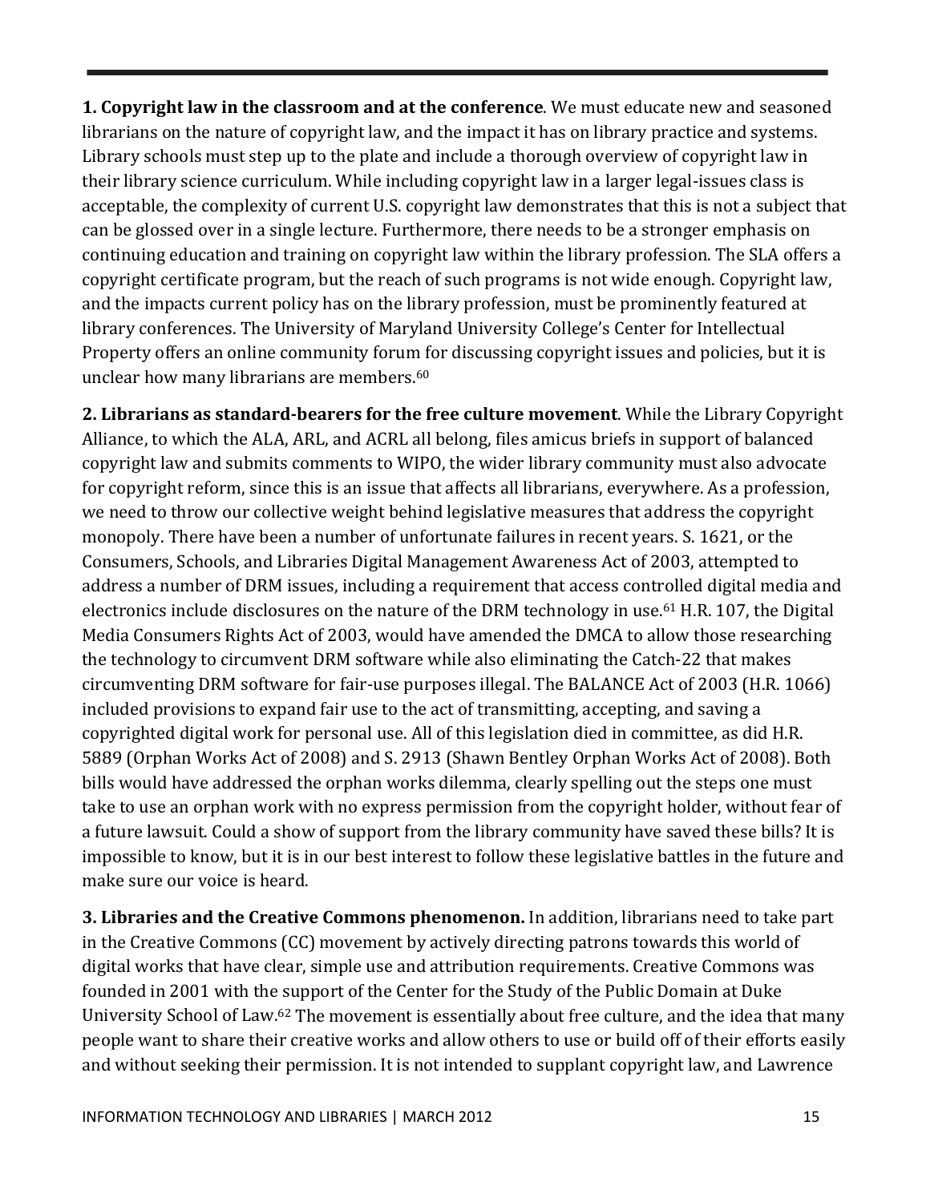**1. Copyright law in the classroom and at the conference**. We must educate new and seasoned librarians on the nature of copyright law, and the impact it has on library practice and systems. Library schools must step up to the plate and include a thorough overview of copyright law in their library science curriculum. While including copyright law in a larger legal-issues class is acceptable, the complexity of current U.S. copyright law demonstrates that this is not a subject that can be glossed over in a single lecture. Furthermore, there needs to be a stronger emphasis on continuing education and training on copyright law within the library profession. The SLA offers a copyright certificate program, but the reach of such programs is not wide enough. Copyright law, and the impacts current policy has on the library profession, must be prominently featured at library conferences. The University of Maryland University College's Center for Intellectual Property offers an online community forum for discussing copyright issues and policies, but it is unclear how many librarians are members.[60]

**2. Librarians as standard-bearers for the free culture movement**. While the Library Copyright Alliance, to which the ALA, ARL, and ACRL all belong, files amicus briefs in support of balanced copyright law and submits comments to WIPO, the wider library community must also advocate for copyright reform, since this is an issue that affects all librarians, everywhere. As a profession, we need to throw our collective weight behind legislative measures that address the copyright monopoly. There have been a number of unfortunate failures in recent years. S. 1621, or the Consumers, Schools, and Libraries Digital Management Awareness Act of 2003, attempted to address a number of DRM issues, including a requirement that access controlled digital media and electronics include disclosures on the nature of the DRM technology in use.[61] H.R. 107, the Digital Media Consumers Rights Act of 2003, would have amended the DMCA to allow those researching the technology to circumvent DRM software while also eliminating the Catch-22 that makes circumventing DRM software for fair-use purposes illegal. The BALANCE Act of 2003 (H.R. 1066) included provisions to expand fair use to the act of transmitting, accepting, and saving a copyrighted digital work for personal use. All of this legislation died in committee, as did H.R. 5889 (Orphan Works Act of 2008) and S. 2913 (Shawn Bentley Orphan Works Act of 2008). Both bills would have addressed the orphan works dilemma, clearly spelling out the steps one must take to use an orphan work with no express permission from the copyright holder, without fear of a future lawsuit. Could a show of support from the library community have saved these bills? It is impossible to know, but it is in our best interest to follow these legislative battles in the future and make sure our voice is heard.

**3. Libraries and the Creative Commons phenomenon.** In addition, librarians need to take part in the Creative Commons (CC) movement by actively directing patrons towards this world of digital works that have clear, simple use and attribution requirements. Creative Commons was founded in 2001 with the support of the Center for the Study of the Public Domain at Duke University School of Law.[62] The movement is essentially about free culture, and the idea that many people want to share their creative works and allow others to use or build off of their efforts easily and without seeking their permission. It is not intended to supplant copyright law, and Lawrence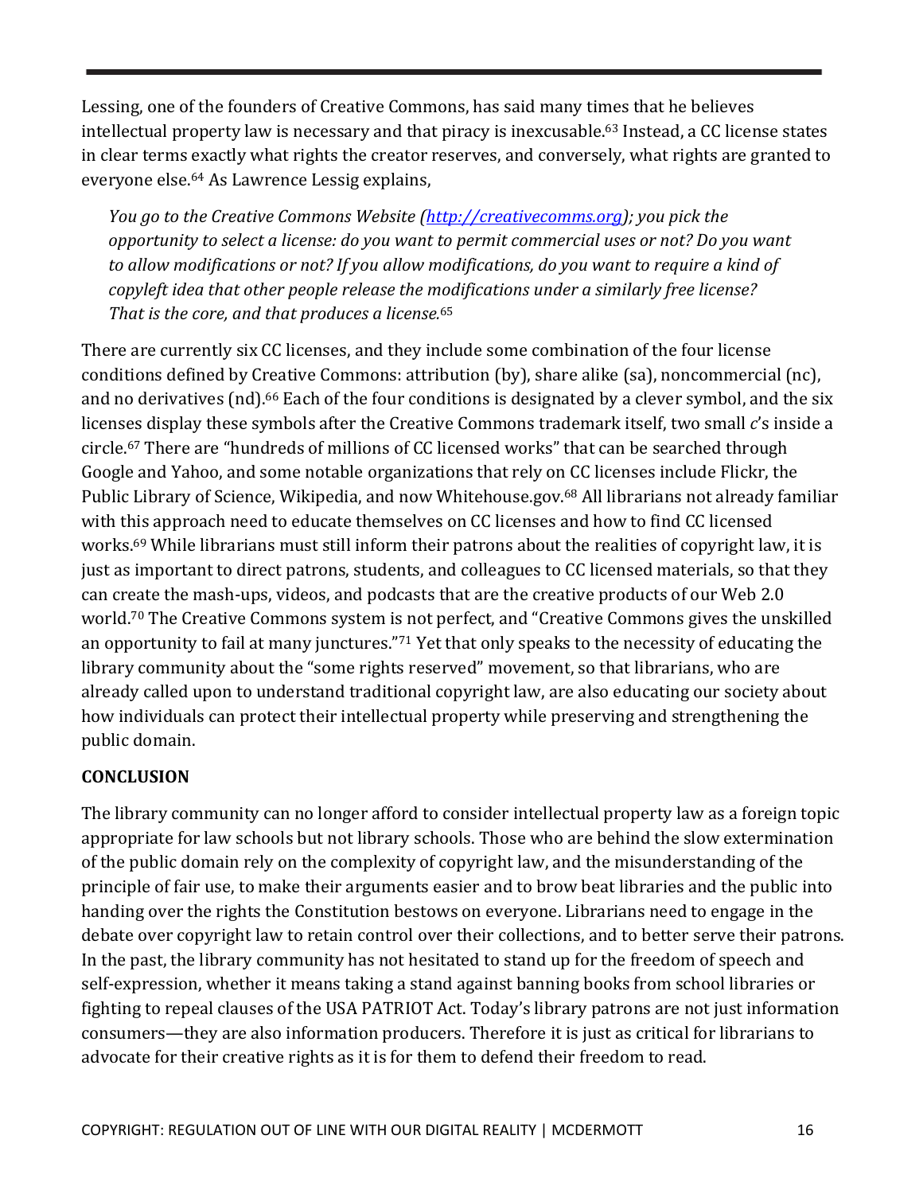Lessing, one of the founders of Creative Commons, has said many times that he believes intellectual property law is necessary and that piracy is inexcusable.[63] Instead, a CC license states in clear terms exactly what rights the creator reserves, and conversely, what rights are granted to everyone else.[64] As Lawrence Lessig explains,

> *You go to the Creative Commons Website ([http://creativecomms.org](http://creativecomms.org)); you pick the opportunity to select a license: do you want to permit commercial uses or not? Do you want to allow modifications or not? If you allow modifications, do you want to require a kind of copyleft idea that other people release the modifications under a similarly free license? That is the core, and that produces a license.*[65]

There are currently six CC licenses, and they include some combination of the four license conditions defined by Creative Commons: attribution (by), share alike (sa), noncommercial (nc), and no derivatives (nd).[66] Each of the four conditions is designated by a clever symbol, and the six licenses display these symbols after the Creative Commons trademark itself, two small *c*'s inside a circle.[67] There are "hundreds of millions of CC licensed works" that can be searched through Google and Yahoo, and some notable organizations that rely on CC licenses include Flickr, the Public Library of Science, Wikipedia, and now Whitehouse.gov.[68] All librarians not already familiar with this approach need to educate themselves on CC licenses and how to find CC licensed works.[69] While librarians must still inform their patrons about the realities of copyright law, it is just as important to direct patrons, students, and colleagues to CC licensed materials, so that they can create the mash-ups, videos, and podcasts that are the creative products of our Web 2.0 world.[70] The Creative Commons system is not perfect, and "Creative Commons gives the unskilled an opportunity to fail at many junctures."[71] Yet that only speaks to the necessity of educating the library community about the "some rights reserved" movement, so that librarians, who are already called upon to understand traditional copyright law, are also educating our society about how individuals can protect their intellectual property while preserving and strengthening the public domain.

## CONCLUSION

The library community can no longer afford to consider intellectual property law as a foreign topic appropriate for law schools but not library schools. Those who are behind the slow extermination of the public domain rely on the complexity of copyright law, and the misunderstanding of the principle of fair use, to make their arguments easier and to brow beat libraries and the public into handing over the rights the Constitution bestows on everyone. Librarians need to engage in the debate over copyright law to retain control over their collections, and to better serve their patrons. In the past, the library community has not hesitated to stand up for the freedom of speech and self-expression, whether it means taking a stand against banning books from school libraries or fighting to repeal clauses of the USA PATRIOT Act. Today's library patrons are not just information consumers—they are also information producers. Therefore it is just as critical for librarians to advocate for their creative rights as it is for them to defend their freedom to read.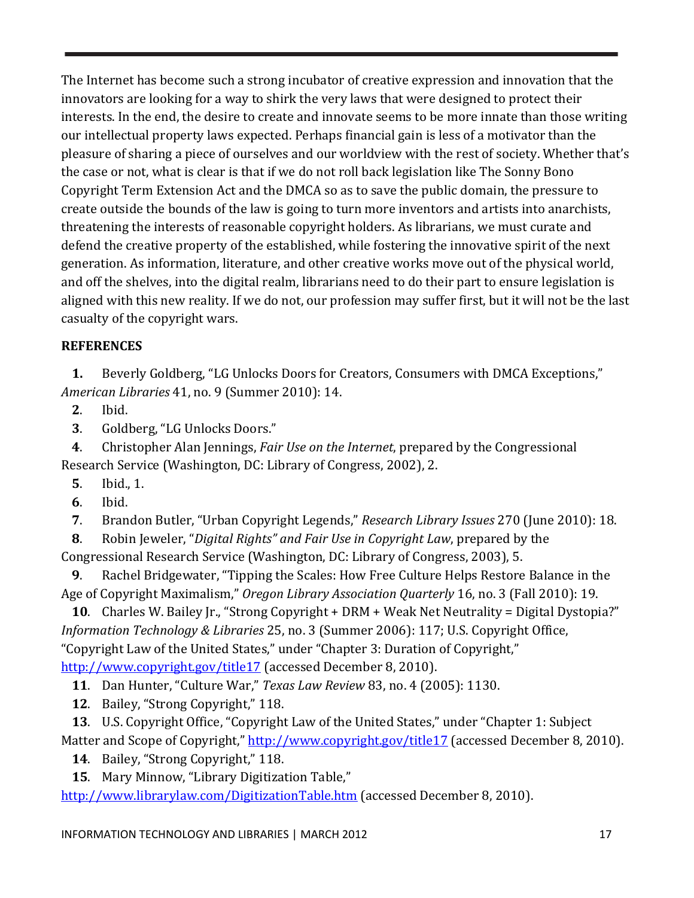The Internet has become such a strong incubator of creative expression and innovation that the innovators are looking for a way to shirk the very laws that were designed to protect their interests. In the end, the desire to create and innovate seems to be more innate than those writing our intellectual property laws expected. Perhaps financial gain is less of a motivator than the pleasure of sharing a piece of ourselves and our worldview with the rest of society. Whether that's the case or not, what is clear is that if we do not roll back legislation like The Sonny Bono Copyright Term Extension Act and the DMCA so as to save the public domain, the pressure to create outside the bounds of the law is going to turn more inventors and artists into anarchists, threatening the interests of reasonable copyright holders. As librarians, we must curate and defend the creative property of the established, while fostering the innovative spirit of the next generation. As information, literature, and other creative works move out of the physical world, and off the shelves, into the digital realm, librarians need to do their part to ensure legislation is aligned with this new reality. If we do not, our profession may suffer first, but it will not be the last casualty of the copyright wars.

**REFERENCES**

1. Beverly Goldberg, "LG Unlocks Doors for Creators, Consumers with DMCA Exceptions," *American Libraries* 41, no. 9 (Summer 2010): 14.
2. Ibid.
3. Goldberg, "LG Unlocks Doors."
4. Christopher Alan Jennings, *Fair Use on the Internet*, prepared by the Congressional Research Service (Washington, DC: Library of Congress, 2002), 2.
5. Ibid., 1.
6. Ibid.
7. Brandon Butler, "Urban Copyright Legends," *Research Library Issues* 270 (June 2010): 18.
8. Robin Jeweler, "*Digital Rights" and Fair Use in Copyright Law*, prepared by the Congressional Research Service (Washington, DC: Library of Congress, 2003), 5.
9. Rachel Bridgewater, "Tipping the Scales: How Free Culture Helps Restore Balance in the Age of Copyright Maximalism," *Oregon Library Association Quarterly* 16, no. 3 (Fall 2010): 19.
10. Charles W. Bailey Jr., "Strong Copyright + DRM + Weak Net Neutrality = Digital Dystopia?" *Information Technology & Libraries* 25, no. 3 (Summer 2006): 117; U.S. Copyright Office, "Copyright Law of the United States," under "Chapter 3: Duration of Copyright," http://www.copyright.gov/title17 (accessed December 8, 2010).
11. Dan Hunter, "Culture War," *Texas Law Review* 83, no. 4 (2005): 1130.
12. Bailey, "Strong Copyright," 118.
13. U.S. Copyright Office, "Copyright Law of the United States," under "Chapter 1: Subject Matter and Scope of Copyright," http://www.copyright.gov/title17 (accessed December 8, 2010).
14. Bailey, "Strong Copyright," 118.
15. Mary Minnow, "Library Digitization Table," http://www.librarylaw.com/DigitizationTable.htm (accessed December 8, 2010).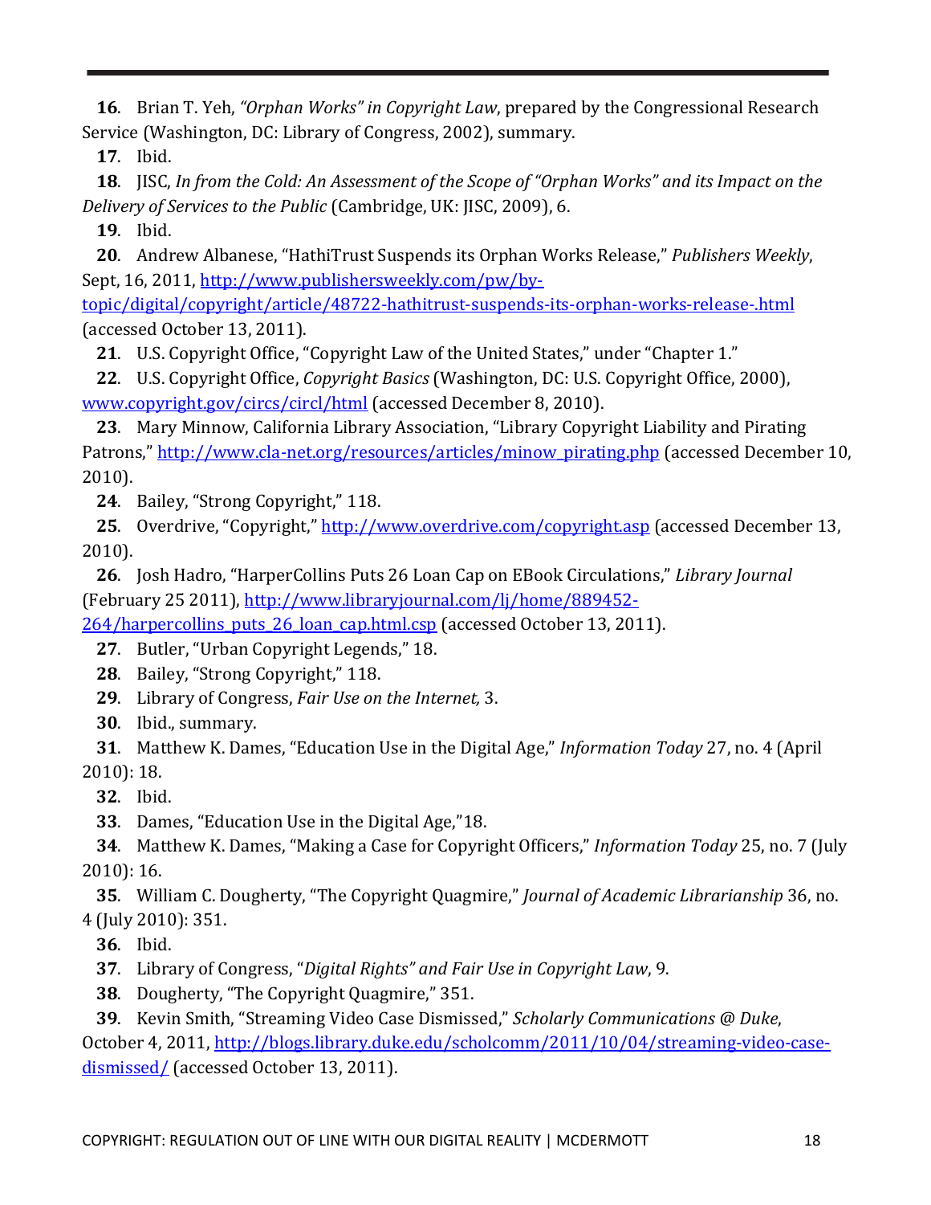**16**. Brian T. Yeh, *"Orphan Works" in Copyright Law*, prepared by the Congressional Research Service (Washington, DC: Library of Congress, 2002), summary.

**17**. Ibid.

**18**. JISC, *In from the Cold: An Assessment of the Scope of "Orphan Works" and its Impact on the Delivery of Services to the Public* (Cambridge, UK: JISC, 2009), 6.

**19**. Ibid.

**20**. Andrew Albanese, "HathiTrust Suspends its Orphan Works Release," *Publishers Weekly*, Sept, 16, 2011, http://www.publishersweekly.com/pw/by-topic/digital/copyright/article/48722-hathitrust-suspends-its-orphan-works-release-.html (accessed October 13, 2011).

**21**. U.S. Copyright Office, "Copyright Law of the United States," under "Chapter 1."

**22**. U.S. Copyright Office, *Copyright Basics* (Washington, DC: U.S. Copyright Office, 2000), www.copyright.gov/circs/circl/html (accessed December 8, 2010).

**23**. Mary Minnow, California Library Association, "Library Copyright Liability and Pirating Patrons," http://www.cla-net.org/resources/articles/minow_pirating.php (accessed December 10, 2010).

**24**. Bailey, "Strong Copyright," 118.

**25**. Overdrive, "Copyright," http://www.overdrive.com/copyright.asp (accessed December 13, 2010).

**26**. Josh Hadro, "HarperCollins Puts 26 Loan Cap on EBook Circulations," *Library Journal* (February 25 2011), http://www.libraryjournal.com/lj/home/889452-264/harpercollins_puts_26_loan_cap.html.csp (accessed October 13, 2011).

**27**. Butler, "Urban Copyright Legends," 18.

**28**. Bailey, "Strong Copyright," 118.

**29**. Library of Congress, *Fair Use on the Internet,* 3.

**30**. Ibid., summary.

**31**. Matthew K. Dames, "Education Use in the Digital Age," *Information Today* 27, no. 4 (April 2010): 18.

**32**. Ibid.

**33**. Dames, "Education Use in the Digital Age,"18.

**34**. Matthew K. Dames, "Making a Case for Copyright Officers," *Information Today* 25, no. 7 (July 2010): 16.

**35**. William C. Dougherty, "The Copyright Quagmire," *Journal of Academic Librarianship* 36, no. 4 (July 2010): 351.

**36**. Ibid.

**37**. Library of Congress, "*Digital Rights" and Fair Use in Copyright Law*, 9.

**38**. Dougherty, "The Copyright Quagmire," 351.

**39**. Kevin Smith, "Streaming Video Case Dismissed," *Scholarly Communications @ Duke*, October 4, 2011, http://blogs.library.duke.edu/scholcomm/2011/10/04/streaming-video-case-dismissed/ (accessed October 13, 2011).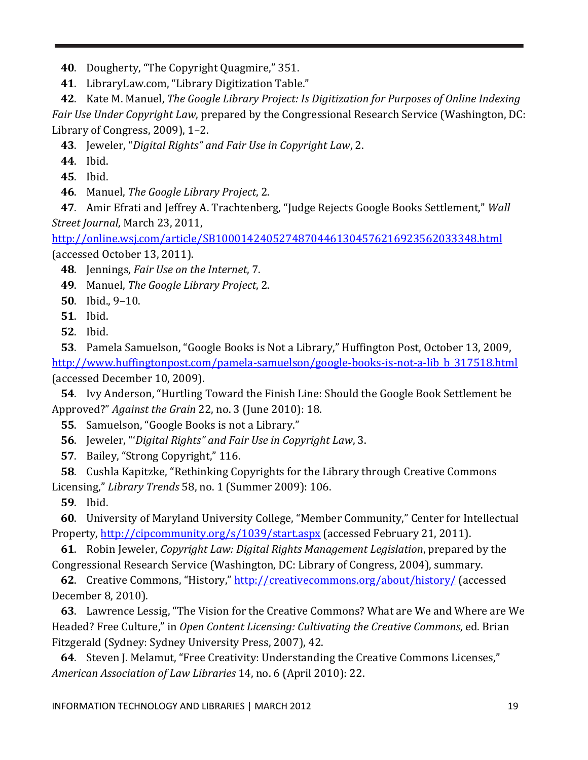**40**. Dougherty, “The Copyright Quagmire,” 351.

**41**. LibraryLaw.com, “Library Digitization Table.”

**42**. Kate M. Manuel, *The Google Library Project: Is Digitization for Purposes of Online Indexing Fair Use Under Copyright Law*, prepared by the Congressional Research Service (Washington, DC: Library of Congress, 2009), 1–2.

**43**. Jeweler, “*Digital Rights” and Fair Use in Copyright Law*, 2.

**44**. Ibid.

**45**. Ibid.

**46**. Manuel, *The Google Library Project*, 2.

**47**. Amir Efrati and Jeffrey A. Trachtenberg, “Judge Rejects Google Books Settlement,” *Wall Street Journal*, March 23, 2011, http://online.wsj.com/article/SB10001424052748704461304576216923562033348.html (accessed October 13, 2011).

**48**. Jennings, *Fair Use on the Internet*, 7.

**49**. Manuel, *The Google Library Project*, 2.

**50**. Ibid., 9–10.

**51**. Ibid.

**52**. Ibid.

**53**. Pamela Samuelson, “Google Books is Not a Library,” Huffington Post, October 13, 2009, http://www.huffingtonpost.com/pamela-samuelson/google-books-is-not-a-lib_b_317518.html (accessed December 10, 2009).

**54**. Ivy Anderson, “Hurtling Toward the Finish Line: Should the Google Book Settlement be Approved?” *Against the Grain* 22, no. 3 (June 2010): 18.

**55**. Samuelson, “Google Books is not a Library.”

**56**. Jeweler, “‘*Digital Rights” and Fair Use in Copyright Law*, 3.

**57**. Bailey, “Strong Copyright,” 116.

**58**. Cushla Kapitzke, “Rethinking Copyrights for the Library through Creative Commons Licensing,” *Library Trends* 58, no. 1 (Summer 2009): 106.

**59**. Ibid.

**60**. University of Maryland University College, “Member Community,” Center for Intellectual Property, http://cipcommunity.org/s/1039/start.aspx (accessed February 21, 2011).

**61**. Robin Jeweler, *Copyright Law: Digital Rights Management Legislation*, prepared by the Congressional Research Service (Washington, DC: Library of Congress, 2004), summary.

**62**. Creative Commons, “History,” http://creativecommons.org/about/history/ (accessed December 8, 2010).

**63**. Lawrence Lessig, “The Vision for the Creative Commons? What are We and Where are We Headed? Free Culture,” in *Open Content Licensing: Cultivating the Creative Commons*, ed. Brian Fitzgerald (Sydney: Sydney University Press, 2007), 42.

**64**. Steven J. Melamut, “Free Creativity: Understanding the Creative Commons Licenses,” *American Association of Law Libraries* 14, no. 6 (April 2010): 22.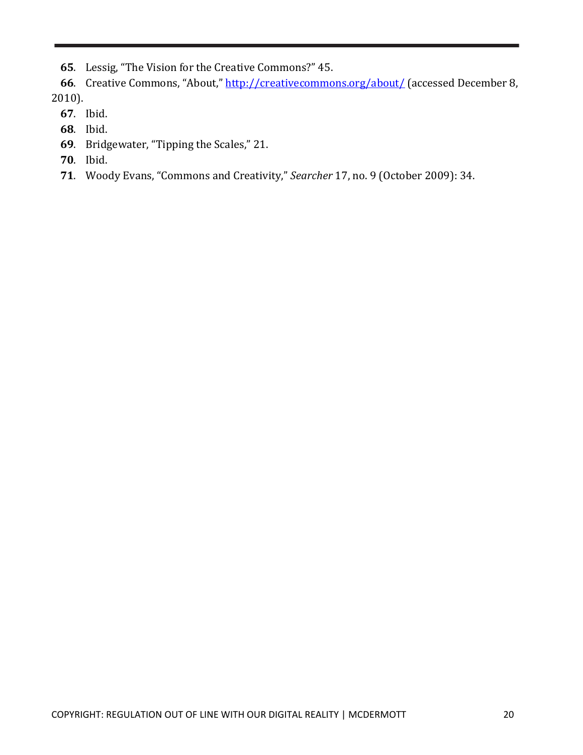**65**. Lessig, "The Vision for the Creative Commons?" 45.

**66**. Creative Commons, "About," http://creativecommons.org/about/ (accessed December 8, 2010).

**67**. Ibid.

**68**. Ibid.

**69**. Bridgewater, "Tipping the Scales," 21.

**70**. Ibid.

**71**. Woody Evans, "Commons and Creativity," *Searcher* 17, no. 9 (October 2009): 34.